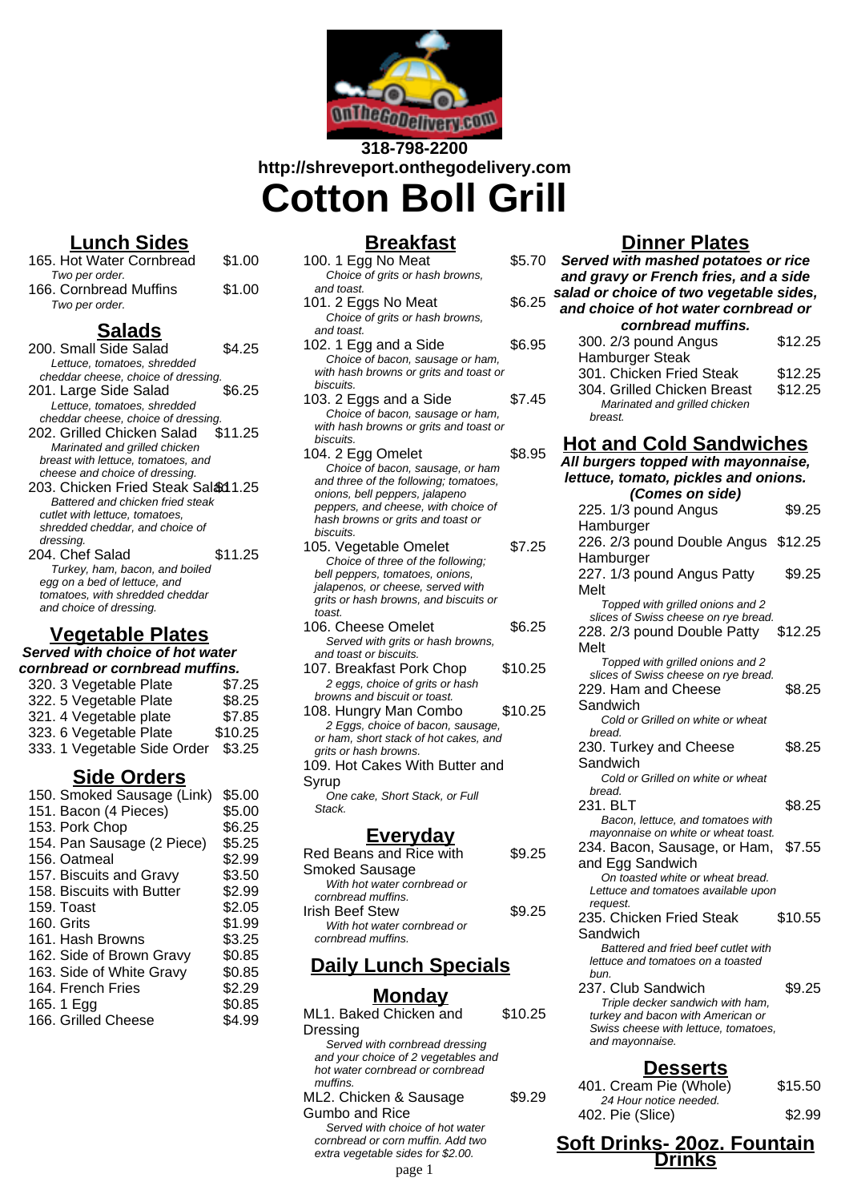318-798-2200
http://shreveport.onthegodelivery.com

# Cotton Boll Grill

## Lunch Sides

| Item | Price |
|---|---|
| 165. Hot Water Cornbread<br>*Two per order.* | $1.00 |
| 166. Cornbread Muffins<br>*Two per order.* | $1.00 |

## Salads

| Item | Price |
|---|---|
| 200. Small Side Salad<br>*Lettuce, tomatoes, shredded cheddar cheese, choice of dressing.* | $4.25 |
| 201. Large Side Salad<br>*Lettuce, tomatoes, shredded cheddar cheese, choice of dressing.* | $6.25 |
| 202. Grilled Chicken Salad<br>*Marinated and grilled chicken breast with lettuce, tomatoes, and cheese and choice of dressing.* | $11.25 |
| 203. Chicken Fried Steak Salad<br>*Battered and chicken fried steak cutlet with lettuce, tomatoes, shredded cheddar, and choice of dressing.* | $11.25 |
| 204. Chef Salad<br>*Turkey, ham, bacon, and boiled egg on a bed of lettuce, and tomatoes, with shredded cheddar and choice of dressing.* | $11.25 |

## Vegetable Plates

***Served with choice of hot water cornbread or cornbread muffins.***

| Item | Price |
|---|---|
| 320. 3 Vegetable Plate | $7.25 |
| 322. 5 Vegetable Plate | $8.25 |
| 321. 4 Vegetable plate | $7.85 |
| 323. 6 Vegetable Plate | $10.25 |
| 333. 1 Vegetable Side Order | $3.25 |

## Side Orders

| Item | Price |
|---|---|
| 150. Smoked Sausage (Link) | $5.00 |
| 151. Bacon (4 Pieces) | $5.00 |
| 153. Pork Chop | $6.25 |
| 154. Pan Sausage (2 Piece) | $5.25 |
| 156. Oatmeal | $2.99 |
| 157. Biscuits and Gravy | $3.50 |
| 158. Biscuits with Butter | $2.99 |
| 159. Toast | $2.05 |
| 160. Grits | $1.99 |
| 161. Hash Browns | $3.25 |
| 162. Side of Brown Gravy | $0.85 |
| 163. Side of White Gravy | $0.85 |
| 164. French Fries | $2.29 |
| 165. 1 Egg | $0.85 |
| 166. Grilled Cheese | $4.99 |

## Breakfast

| Item | Price |
|---|---|
| 100. 1 Egg No Meat<br>*Choice of grits or hash browns, and toast.* | $5.70 |
| 101. 2 Eggs No Meat<br>*Choice of grits or hash browns, and toast.* | $6.25 |
| 102. 1 Egg and a Side<br>*Choice of bacon, sausage or ham, with hash browns or grits and toast or biscuits.* | $6.95 |
| 103. 2 Eggs and a Side<br>*Choice of bacon, sausage or ham, with hash browns or grits and toast or biscuits.* | $7.45 |
| 104. 2 Egg Omelet<br>*Choice of bacon, sausage, or ham and three of the following; tomatoes, onions, bell peppers, jalapeno peppers, and cheese, with choice of hash browns or grits and toast or biscuits.* | $8.95 |
| 105. Vegetable Omelet<br>*Choice of three of the following; bell peppers, tomatoes, onions, jalapenos, or cheese, served with grits or hash browns, and biscuits or toast.* | $7.25 |
| 106. Cheese Omelet<br>*Served with grits or hash browns, and toast or biscuits.* | $6.25 |
| 107. Breakfast Pork Chop<br>*2 eggs, choice of grits or hash browns and biscuit or toast.* | $10.25 |
| 108. Hungry Man Combo<br>*2 Eggs, choice of bacon, sausage, or ham, short stack of hot cakes, and grits or hash browns.* | $10.25 |
| 109. Hot Cakes With Butter and Syrup<br>*One cake, Short Stack, or Full Stack.* | |

## Everyday

| Item | Price |
|---|---|
| Red Beans and Rice with Smoked Sausage<br>*With hot water cornbread or cornbread muffins.* | $9.25 |
| Irish Beef Stew<br>*With hot water cornbread or cornbread muffins.* | $9.25 |

## Daily Lunch Specials

### Monday

| Item | Price |
|---|---|
| ML1. Baked Chicken and Dressing<br>*Served with cornbread dressing and your choice of 2 vegetables and hot water cornbread or cornbread muffins.* | $10.25 |
| ML2. Chicken & Sausage Gumbo and Rice<br>*Served with choice of hot water cornbread or corn muffin. Add two extra vegetable sides for $2.00.* | $9.29 |

## Dinner Plates

***Served with mashed potatoes or rice and gravy or French fries, and a side salad or choice of two vegetable sides, and choice of hot water cornbread or cornbread muffins.***

| Item | Price |
|---|---|
| 300. 2/3 pound Angus Hamburger Steak | $12.25 |
| 301. Chicken Fried Steak | $12.25 |
| 304. Grilled Chicken Breast<br>*Marinated and grilled chicken breast.* | $12.25 |

## Hot and Cold Sandwiches

***All burgers topped with mayonnaise, lettuce, tomato, pickles and onions. (Comes on side)***

| Item | Price |
|---|---|
| 225. 1/3 pound Angus Hamburger | $9.25 |
| 226. 2/3 pound Double Angus Hamburger | $12.25 |
| 227. 1/3 pound Angus Patty Melt<br>*Topped with grilled onions and 2 slices of Swiss cheese on rye bread.* | $9.25 |
| 228. 2/3 pound Double Patty Melt<br>*Topped with grilled onions and 2 slices of Swiss cheese on rye bread.* | $12.25 |
| 229. Ham and Cheese Sandwich<br>*Cold or Grilled on white or wheat bread.* | $8.25 |
| 230. Turkey and Cheese Sandwich<br>*Cold or Grilled on white or wheat bread.* | $8.25 |
| 231. BLT<br>*Bacon, lettuce, and tomatoes with mayonnaise on white or wheat toast.* | $8.25 |
| 234. Bacon, Sausage, or Ham, and Egg Sandwich<br>*On toasted white or wheat bread. Lettuce and tomatoes available upon request.* | $7.55 |
| 235. Chicken Fried Steak Sandwich<br>*Battered and fried beef cutlet with lettuce and tomatoes on a toasted bun.* | $10.55 |
| 237. Club Sandwich<br>*Triple decker sandwich with ham, turkey and bacon with American or Swiss cheese with lettuce, tomatoes, and mayonnaise.* | $9.25 |

## Desserts

| Item | Price |
|---|---|
| 401. Cream Pie (Whole)<br>*24 Hour notice needed.* | $15.50 |
| 402. Pie (Slice) | $2.99 |

## Soft Drinks- 20oz. Fountain Drinks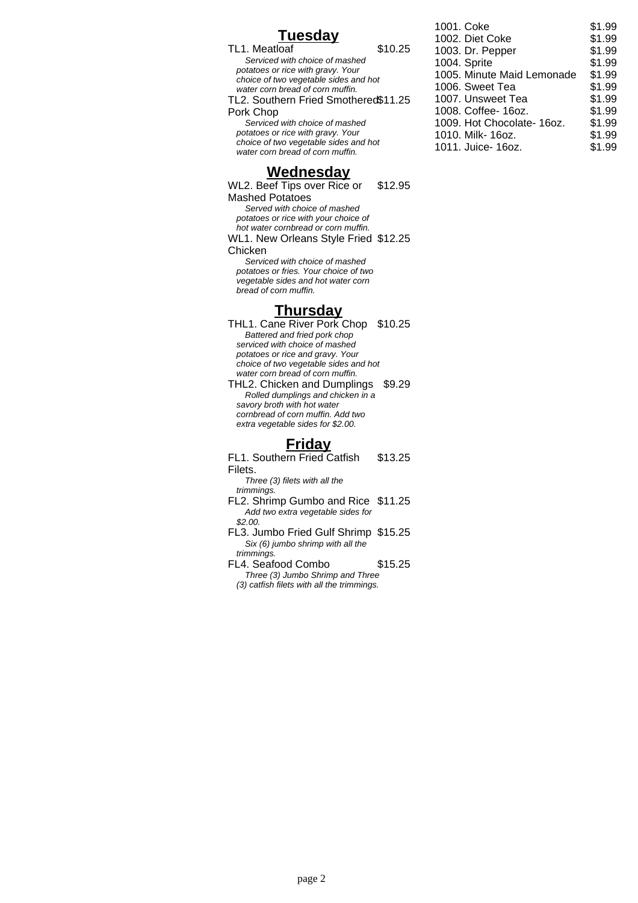## Tuesday

**TL1. Meatloaf** — $10.25

*Serviced with choice of mashed potatoes or rice with gravy. Your choice of two vegetable sides and hot water corn bread of corn muffin.*

**TL2. Southern Fried Smothered Pork Chop** — $11.25

*Serviced with choice of mashed potatoes or rice with gravy. Your choice of two vegetable sides and hot water corn bread of corn muffin.*

## Wednesday

**WL2. Beef Tips over Rice or Mashed Potatoes** — $12.95

*Served with choice of mashed potatoes or rice with your choice of hot water cornbread or corn muffin.*

**WL1. New Orleans Style Fried Chicken** — $12.25

*Serviced with choice of mashed potatoes or fries. Your choice of two vegetable sides and hot water corn bread of corn muffin.*

## Thursday

**THL1. Cane River Pork Chop** — $10.25

*Battered and fried pork chop serviced with choice of mashed potatoes or rice and gravy. Your choice of two vegetable sides and hot water corn bread of corn muffin.*

**THL2. Chicken and Dumplings** — $9.29

*Rolled dumplings and chicken in a savory broth with hot water cornbread of corn muffin. Add two extra vegetable sides for $2.00.*

## Friday

**FL1. Southern Fried Catfish Filets.** — $13.25

*Three (3) filets with all the trimmings.*

**FL2. Shrimp Gumbo and Rice** — $11.25

*Add two extra vegetable sides for $2.00.*

**FL3. Jumbo Fried Gulf Shrimp** — $15.25

*Six (6) jumbo shrimp with all the trimmings.*

**FL4. Seafood Combo** — $15.25

*Three (3) Jumbo Shrimp and Three (3) catfish filets with all the trimmings.*

| | |
|---|---|
| 1001. Coke | $1.99 |
| 1002. Diet Coke | $1.99 |
| 1003. Dr. Pepper | $1.99 |
| 1004. Sprite | $1.99 |
| 1005. Minute Maid Lemonade | $1.99 |
| 1006. Sweet Tea | $1.99 |
| 1007. Unsweet Tea | $1.99 |
| 1008. Coffee- 16oz. | $1.99 |
| 1009. Hot Chocolate- 16oz. | $1.99 |
| 1010. Milk- 16oz. | $1.99 |
| 1011. Juice- 16oz. | $1.99 |